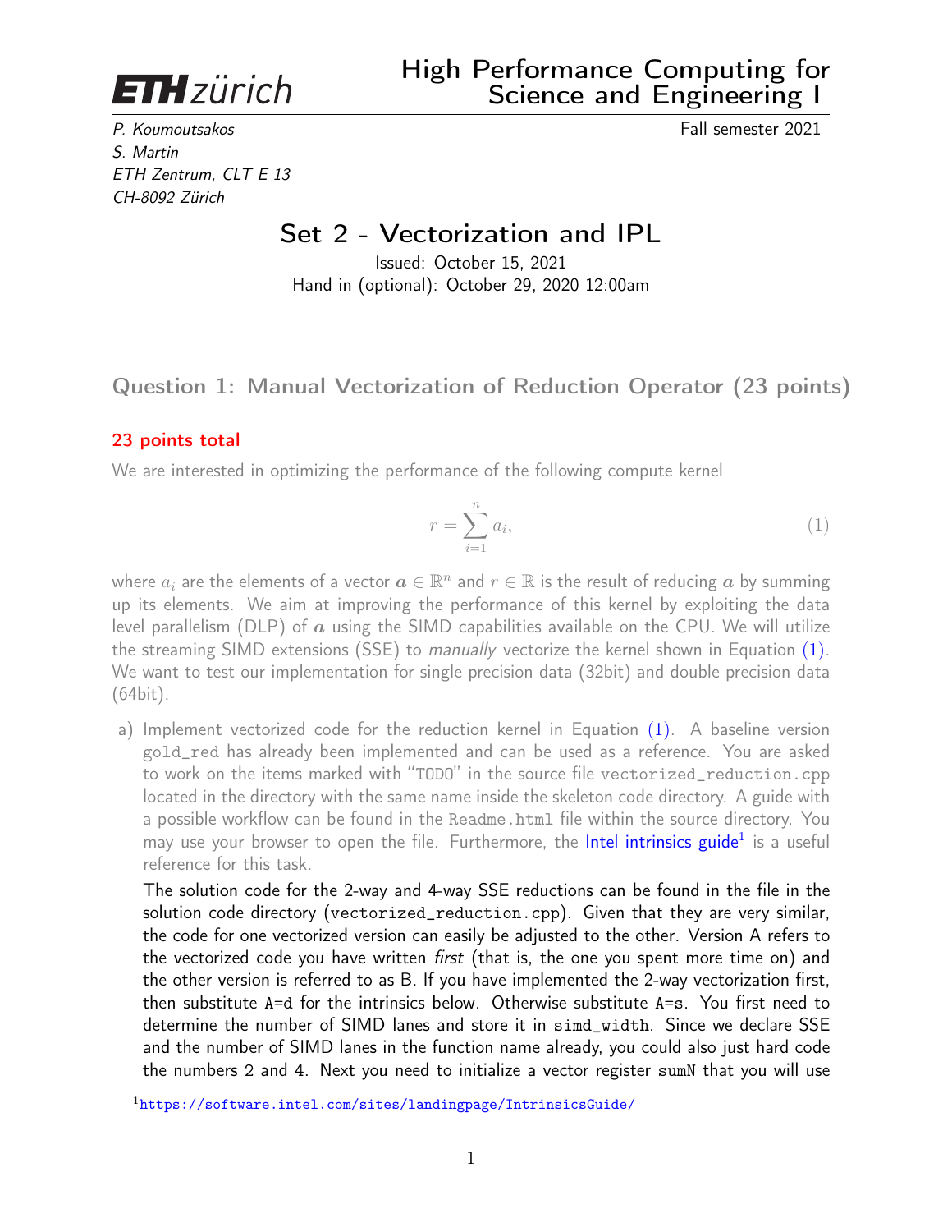ETH zürich

# High Performance Computing for Science and Engineering I

*P. Koumoutsakos*
*S. Martin*
*ETH Zentrum, CLT E 13*
*CH-8092 Zürich*

Fall semester 2021

## Set 2 - Vectorization and IPL

Issued: October 15, 2021
Hand in (optional): October 29, 2020 12:00am

### Question 1: Manual Vectorization of Reduction Operator (23 points)

**23 points total**

We are interested in optimizing the performance of the following compute kernel

$$r = \sum_{i=1}^{n} a_i, \tag{1}$$

where $a_i$ are the elements of a vector $\boldsymbol{a} \in \mathbb{R}^n$ and $r \in \mathbb{R}$ is the result of reducing $\boldsymbol{a}$ by summing up its elements. We aim at improving the performance of this kernel by exploiting the data level parallelism (DLP) of $\boldsymbol{a}$ using the SIMD capabilities available on the CPU. We will utilize the streaming SIMD extensions (SSE) to *manually* vectorize the kernel shown in Equation (1). We want to test our implementation for single precision data (32bit) and double precision data (64bit).

a) Implement vectorized code for the reduction kernel in Equation (1). A baseline version `gold_red` has already been implemented and can be used as a reference. You are asked to work on the items marked with "TODO" in the source file `vectorized_reduction.cpp` located in the directory with the same name inside the skeleton code directory. A guide with a possible workflow can be found in the `Readme.html` file within the source directory. You may use your browser to open the file. Furthermore, the Intel intrinsics guide[1] is a useful reference for this task.

The solution code for the 2-way and 4-way SSE reductions can be found in the file in the solution code directory (`vectorized_reduction.cpp`). Given that they are very similar, the code for one vectorized version can easily be adjusted to the other. Version A refers to the vectorized code you have written *first* (that is, the one you spent more time on) and the other version is referred to as B. If you have implemented the 2-way vectorization first, then substitute `A=d` for the intrinsics below. Otherwise substitute `A=s`. You first need to determine the number of SIMD lanes and store it in `simd_width`. Since we declare SSE and the number of SIMD lanes in the function name already, you could also just hard code the numbers 2 and 4. Next you need to initialize a vector register `sumN` that you will use

[1] https://software.intel.com/sites/landingpage/IntrinsicsGuide/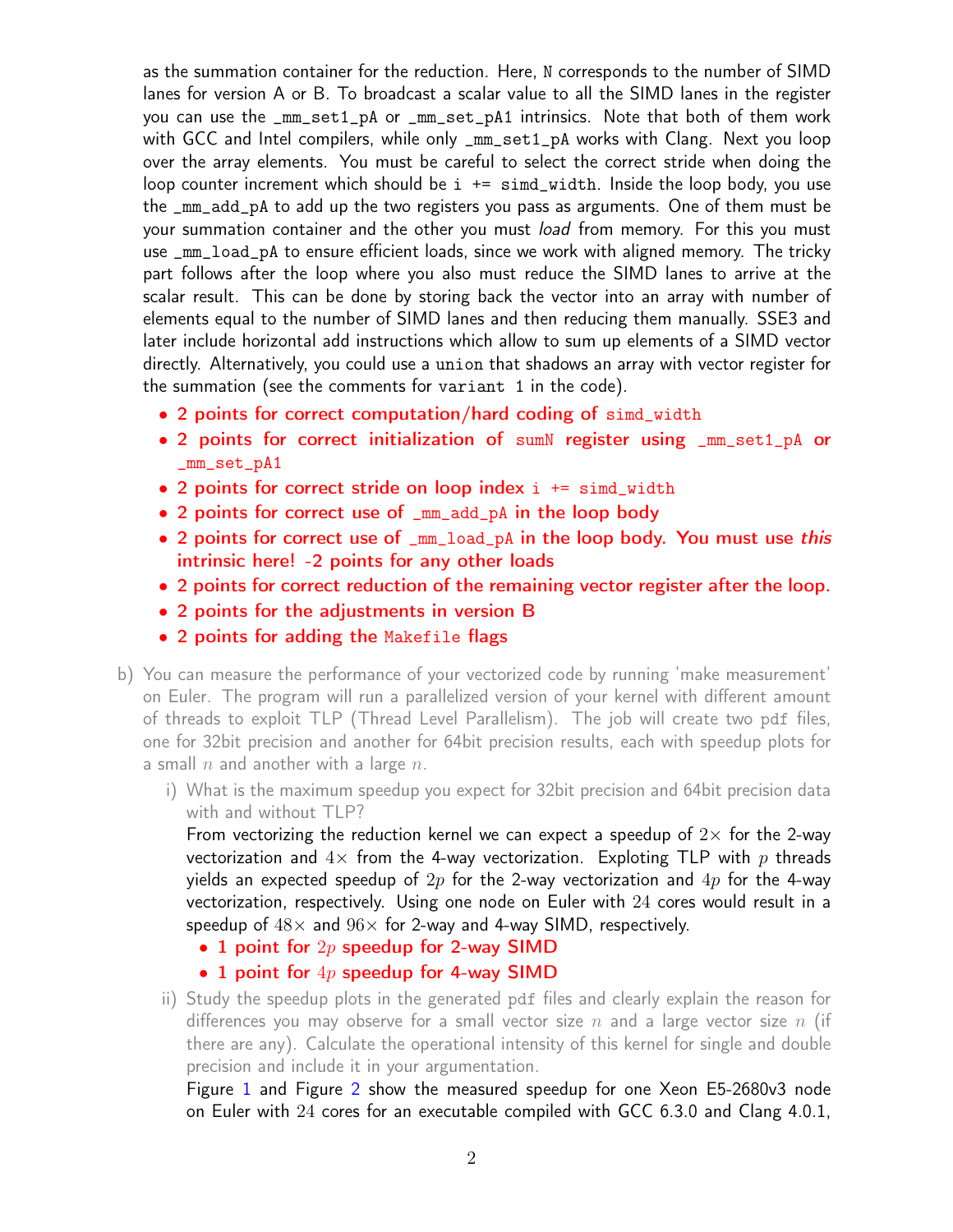as the summation container for the reduction. Here, `N` corresponds to the number of SIMD lanes for version A or B. To broadcast a scalar value to all the SIMD lanes in the register you can use the `_mm_set1_pA` or `_mm_set_pA1` intrinsics. Note that both of them work with GCC and Intel compilers, while only `_mm_set1_pA` works with Clang. Next you loop over the array elements. You must be careful to select the correct stride when doing the loop counter increment which should be `i += simd_width`. Inside the loop body, you use the `_mm_add_pA` to add up the two registers you pass as arguments. One of them must be your summation container and the other you must *load* from memory. For this you must use `_mm_load_pA` to ensure efficient loads, since we work with aligned memory. The tricky part follows after the loop where you also must reduce the SIMD lanes to arrive at the scalar result. This can be done by storing back the vector into an array with number of elements equal to the number of SIMD lanes and then reducing them manually. SSE3 and later include horizontal add instructions which allow to sum up elements of a SIMD vector directly. Alternatively, you could use a `union` that shadows an array with vector register for the summation (see the comments for `variant 1` in the code).

- 2 points for correct computation/hard coding of `simd_width`
- 2 points for correct initialization of `sumN` register using `_mm_set1_pA` or `_mm_set_pA1`
- 2 points for correct stride on loop index `i += simd_width`
- 2 points for correct use of `_mm_add_pA` in the loop body
- 2 points for correct use of `_mm_load_pA` in the loop body. You must use *this* intrinsic here! -2 points for any other loads
- 2 points for correct reduction of the remaining vector register after the loop.
- 2 points for the adjustments in version B
- 2 points for adding the `Makefile` flags

b) You can measure the performance of your vectorized code by running 'make measurement' on Euler. The program will run a parallelized version of your kernel with different amount of threads to exploit TLP (Thread Level Parallelism). The job will create two `pdf` files, one for 32bit precision and another for 64bit precision results, each with speedup plots for a small $n$ and another with a large $n$.

   i) What is the maximum speedup you expect for 32bit precision and 64bit precision data with and without TLP?

   From vectorizing the reduction kernel we can expect a speedup of $2\times$ for the 2-way vectorization and $4\times$ from the 4-way vectorization. Exploting TLP with $p$ threads yields an expected speedup of $2p$ for the 2-way vectorization and $4p$ for the 4-way vectorization, respectively. Using one node on Euler with $24$ cores would result in a speedup of $48\times$ and $96\times$ for 2-way and 4-way SIMD, respectively.

   - 1 point for $2p$ speedup for 2-way SIMD
   - 1 point for $4p$ speedup for 4-way SIMD

   ii) Study the speedup plots in the generated `pdf` files and clearly explain the reason for differences you may observe for a small vector size $n$ and a large vector size $n$ (if there are any). Calculate the operational intensity of this kernel for single and double precision and include it in your argumentation.

   Figure 1 and Figure 2 show the measured speedup for one Xeon E5-2680v3 node on Euler with $24$ cores for an executable compiled with GCC 6.3.0 and Clang 4.0.1,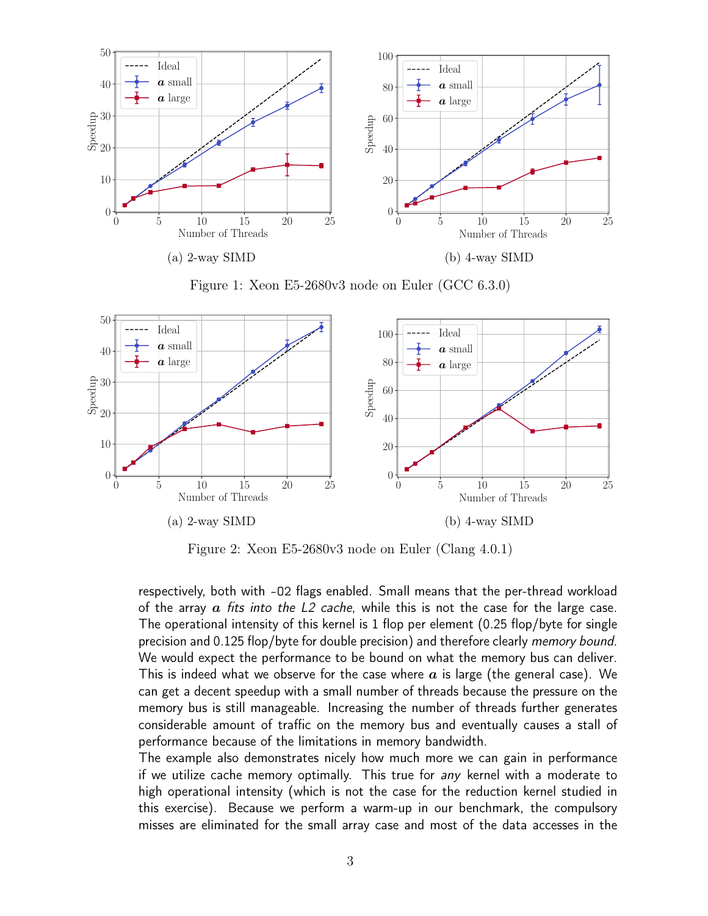(a) 2-way SIMD

(b) 4-way SIMD

Figure 1: Xeon E5-2680v3 node on Euler (GCC 6.3.0)

(a) 2-way SIMD

(b) 4-way SIMD

Figure 2: Xeon E5-2680v3 node on Euler (Clang 4.0.1)

respectively, both with -O2 flags enabled. Small means that the per-thread workload of the array $\boldsymbol{a}$ *fits into the L2 cache*, while this is not the case for the large case. The operational intensity of this kernel is 1 flop per element (0.25 flop/byte for single precision and 0.125 flop/byte for double precision) and therefore clearly *memory bound*. We would expect the performance to be bound on what the memory bus can deliver. This is indeed what we observe for the case where $\boldsymbol{a}$ is large (the general case). We can get a decent speedup with a small number of threads because the pressure on the memory bus is still manageable. Increasing the number of threads further generates considerable amount of traffic on the memory bus and eventually causes a stall of performance because of the limitations in memory bandwidth.

The example also demonstrates nicely how much more we can gain in performance if we utilize cache memory optimally. This true for *any* kernel with a moderate to high operational intensity (which is not the case for the reduction kernel studied in this exercise). Because we perform a warm-up in our benchmark, the compulsory misses are eliminated for the small array case and most of the data accesses in the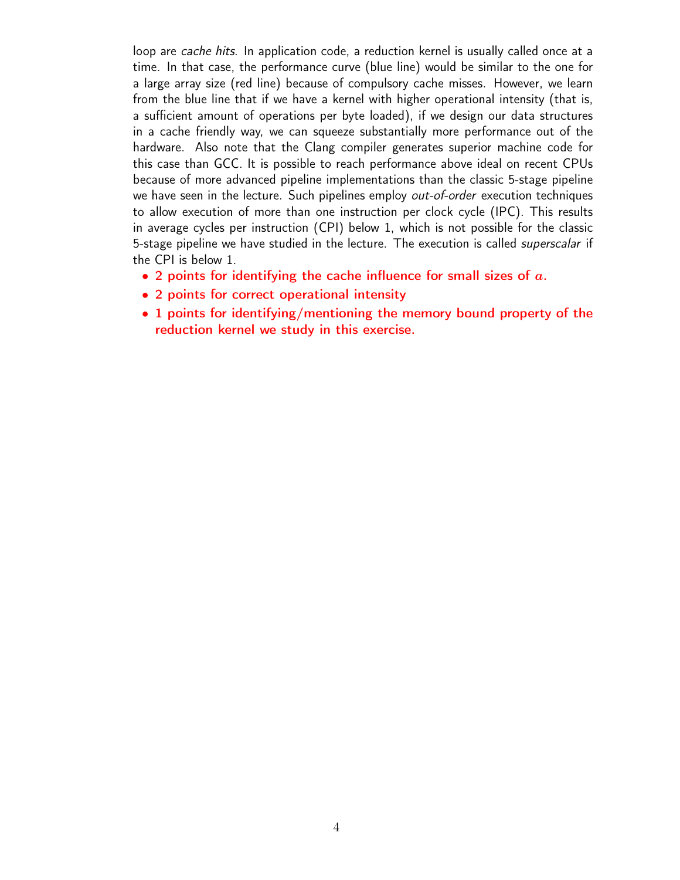loop are *cache hits*. In application code, a reduction kernel is usually called once at a time. In that case, the performance curve (blue line) would be similar to the one for a large array size (red line) because of compulsory cache misses. However, we learn from the blue line that if we have a kernel with higher operational intensity (that is, a sufficient amount of operations per byte loaded), if we design our data structures in a cache friendly way, we can squeeze substantially more performance out of the hardware. Also note that the Clang compiler generates superior machine code for this case than GCC. It is possible to reach performance above ideal on recent CPUs because of more advanced pipeline implementations than the classic 5-stage pipeline we have seen in the lecture. Such pipelines employ *out-of-order* execution techniques to allow execution of more than one instruction per clock cycle (IPC). This results in average cycles per instruction (CPI) below 1, which is not possible for the classic 5-stage pipeline we have studied in the lecture. The execution is called *superscalar* if the CPI is below 1.

- 2 points for identifying the cache influence for small sizes of $a$.
- 2 points for correct operational intensity
- 1 points for identifying/mentioning the memory bound property of the reduction kernel we study in this exercise.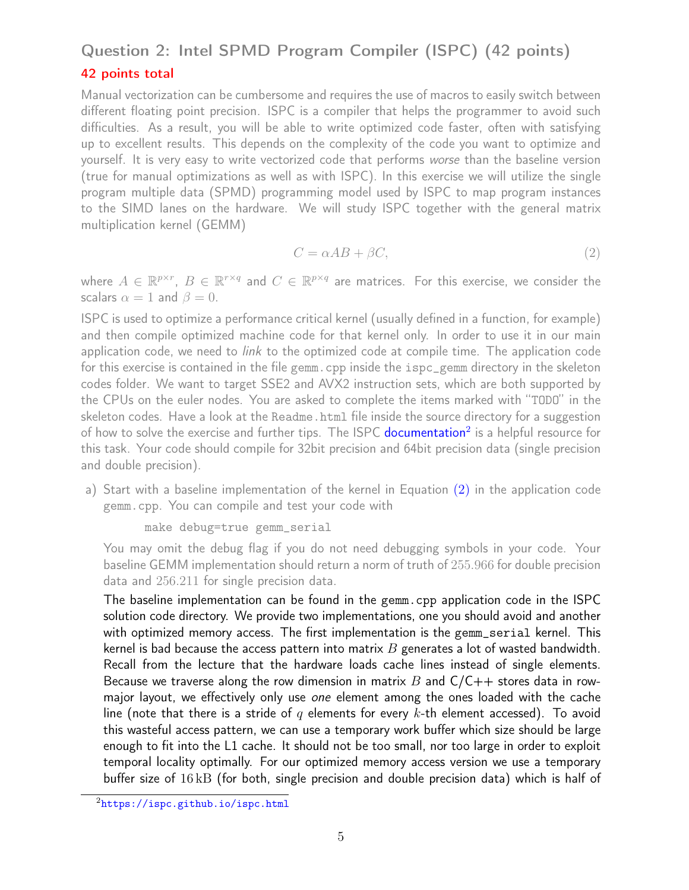## Question 2: Intel SPMD Program Compiler (ISPC) (42 points)

**42 points total**

Manual vectorization can be cumbersome and requires the use of macros to easily switch between different floating point precision. ISPC is a compiler that helps the programmer to avoid such difficulties. As a result, you will be able to write optimized code faster, often with satisfying up to excellent results. This depends on the complexity of the code you want to optimize and yourself. It is very easy to write vectorized code that performs *worse* than the baseline version (true for manual optimizations as well as with ISPC). In this exercise we will utilize the single program multiple data (SPMD) programming model used by ISPC to map program instances to the SIMD lanes on the hardware. We will study ISPC together with the general matrix multiplication kernel (GEMM)

$$C = \alpha AB + \beta C, \tag{2}$$

where $A \in \mathbb{R}^{p \times r}$, $B \in \mathbb{R}^{r \times q}$ and $C \in \mathbb{R}^{p \times q}$ are matrices. For this exercise, we consider the scalars $\alpha = 1$ and $\beta = 0$.

ISPC is used to optimize a performance critical kernel (usually defined in a function, for example) and then compile optimized machine code for that kernel only. In order to use it in our main application code, we need to *link* to the optimized code at compile time. The application code for this exercise is contained in the file `gemm.cpp` inside the `ispc_gemm` directory in the skeleton codes folder. We want to target SSE2 and AVX2 instruction sets, which are both supported by the CPUs on the euler nodes. You are asked to complete the items marked with "TODO" in the skeleton codes. Have a look at the `Readme.html` file inside the source directory for a suggestion of how to solve the exercise and further tips. The ISPC documentation[2] is a helpful resource for this task. Your code should compile for 32bit precision and 64bit precision data (single precision and double precision).

a) Start with a baseline implementation of the kernel in Equation (2) in the application code `gemm.cpp`. You can compile and test your code with

```
make debug=true gemm_serial
```

You may omit the debug flag if you do not need debugging symbols in your code. Your baseline GEMM implementation should return a norm of truth of 255.966 for double precision data and 256.211 for single precision data.

The baseline implementation can be found in the `gemm.cpp` application code in the ISPC solution code directory. We provide two implementations, one you should avoid and another with optimized memory access. The first implementation is the `gemm_serial` kernel. This kernel is bad because the access pattern into matrix $B$ generates a lot of wasted bandwidth. Recall from the lecture that the hardware loads cache lines instead of single elements. Because we traverse along the row dimension in matrix $B$ and C/C++ stores data in row-major layout, we effectively only use *one* element among the ones loaded with the cache line (note that there is a stride of $q$ elements for every $k$-th element accessed). To avoid this wasteful access pattern, we can use a temporary work buffer which size should be large enough to fit into the L1 cache. It should not be too small, nor too large in order to exploit temporal locality optimally. For our optimized memory access version we use a temporary buffer size of $16\,\mathrm{kB}$ (for both, single precision and double precision data) which is half of

[2] https://ispc.github.io/ispc.html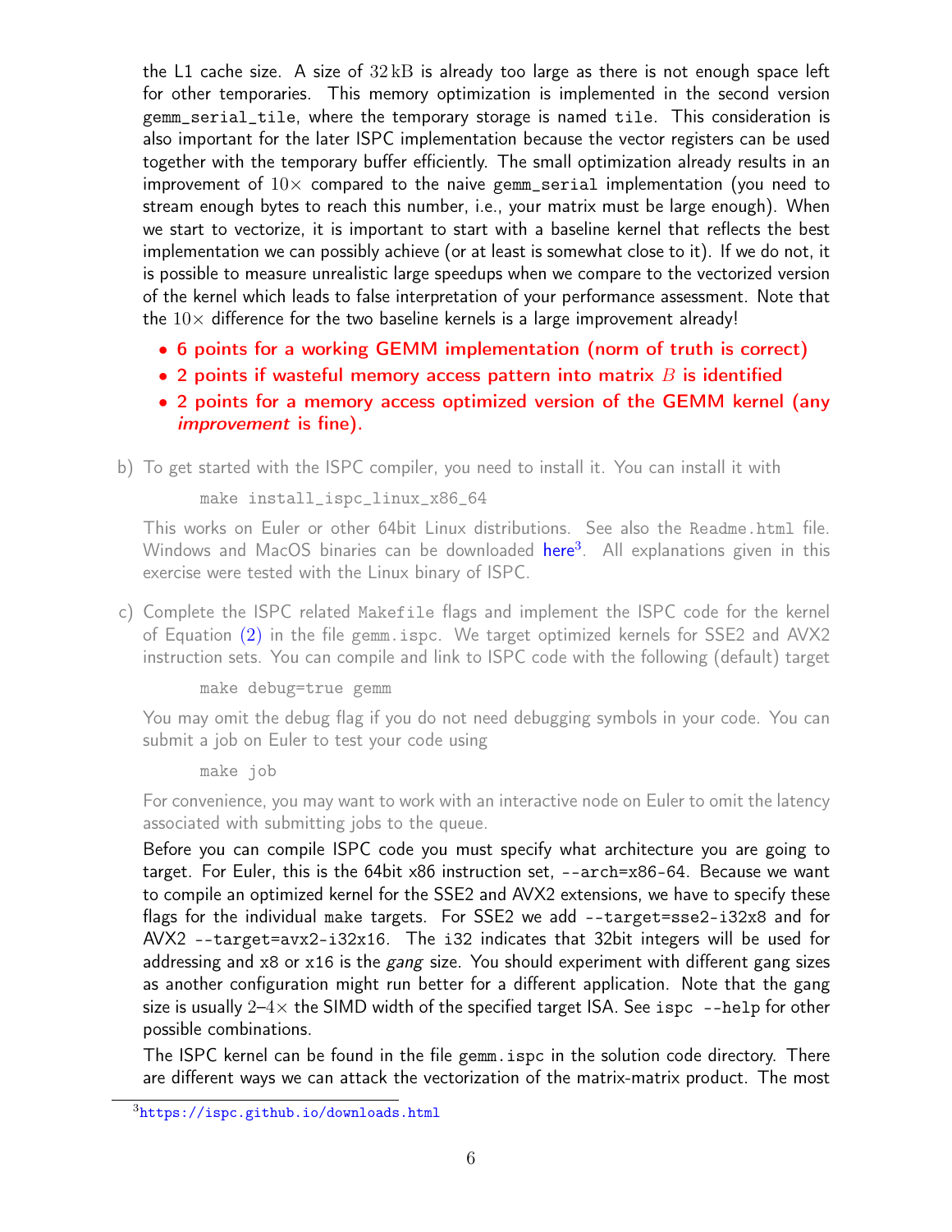the L1 cache size. A size of $32\,\text{kB}$ is already too large as there is not enough space left for other temporaries. This memory optimization is implemented in the second version `gemm_serial_tile`, where the temporary storage is named `tile`. This consideration is also important for the later ISPC implementation because the vector registers can be used together with the temporary buffer efficiently. The small optimization already results in an improvement of $10\times$ compared to the naive `gemm_serial` implementation (you need to stream enough bytes to reach this number, i.e., your matrix must be large enough). When we start to vectorize, it is important to start with a baseline kernel that reflects the best implementation we can possibly achieve (or at least is somewhat close to it). If we do not, it is possible to measure unrealistic large speedups when we compare to the vectorized version of the kernel which leads to false interpretation of your performance assessment. Note that the $10\times$ difference for the two baseline kernels is a large improvement already!

- 6 points for a working GEMM implementation (norm of truth is correct)
- 2 points if wasteful memory access pattern into matrix $B$ is identified
- 2 points for a memory access optimized version of the GEMM kernel (any *improvement* is fine).

b) To get started with the ISPC compiler, you need to install it. You can install it with

```
make install_ispc_linux_x86_64
```

This works on Euler or other 64bit Linux distributions. See also the `Readme.html` file. Windows and MacOS binaries can be downloaded here[3]. All explanations given in this exercise were tested with the Linux binary of ISPC.

c) Complete the ISPC related `Makefile` flags and implement the ISPC code for the kernel of Equation (2) in the file `gemm.ispc`. We target optimized kernels for SSE2 and AVX2 instruction sets. You can compile and link to ISPC code with the following (default) target

```
make debug=true gemm
```

You may omit the debug flag if you do not need debugging symbols in your code. You can submit a job on Euler to test your code using

```
make job
```

For convenience, you may want to work with an interactive node on Euler to omit the latency associated with submitting jobs to the queue.

Before you can compile ISPC code you must specify what architecture you are going to target. For Euler, this is the 64bit x86 instruction set, `--arch=x86-64`. Because we want to compile an optimized kernel for the SSE2 and AVX2 extensions, we have to specify these flags for the individual `make` targets. For SSE2 we add `--target=sse2-i32x8` and for AVX2 `--target=avx2-i32x16`. The `i32` indicates that 32bit integers will be used for addressing and `x8` or `x16` is the *gang* size. You should experiment with different gang sizes as another configuration might run better for a different application. Note that the gang size is usually 2–$4\times$ the SIMD width of the specified target ISA. See `ispc --help` for other possible combinations.

The ISPC kernel can be found in the file `gemm.ispc` in the solution code directory. There are different ways we can attack the vectorization of the matrix-matrix product. The most

[3] https://ispc.github.io/downloads.html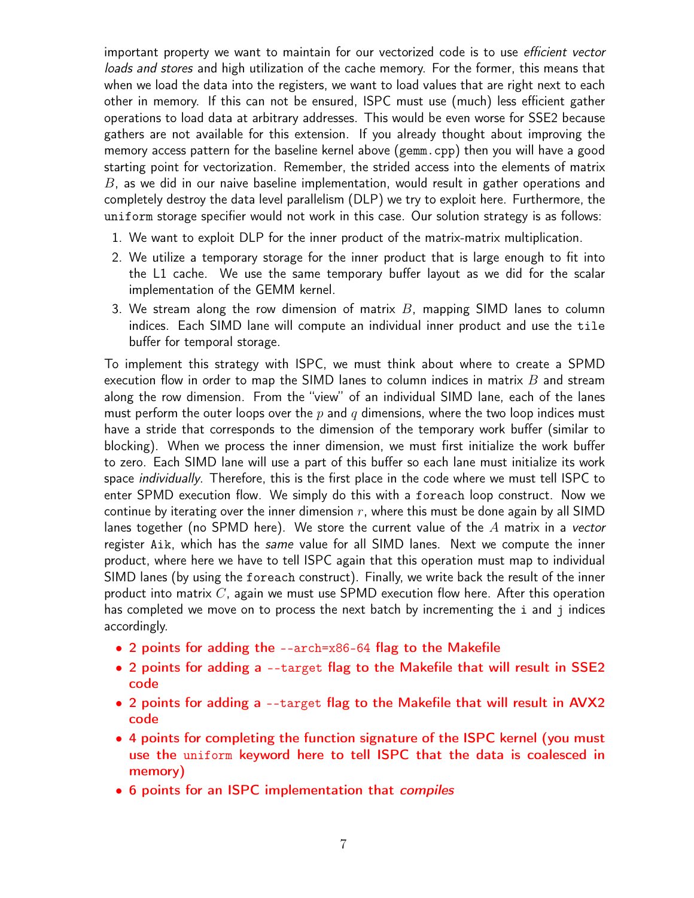important property we want to maintain for our vectorized code is to use *efficient vector loads and stores* and high utilization of the cache memory. For the former, this means that when we load the data into the registers, we want to load values that are right next to each other in memory. If this can not be ensured, ISPC must use (much) less efficient gather operations to load data at arbitrary addresses. This would be even worse for SSE2 because gathers are not available for this extension. If you already thought about improving the memory access pattern for the baseline kernel above (`gemm.cpp`) then you will have a good starting point for vectorization. Remember, the strided access into the elements of matrix $B$, as we did in our naive baseline implementation, would result in gather operations and completely destroy the data level parallelism (DLP) we try to exploit here. Furthermore, the `uniform` storage specifier would not work in this case. Our solution strategy is as follows:

1. We want to exploit DLP for the inner product of the matrix-matrix multiplication.
2. We utilize a temporary storage for the inner product that is large enough to fit into the L1 cache. We use the same temporary buffer layout as we did for the scalar implementation of the GEMM kernel.
3. We stream along the row dimension of matrix $B$, mapping SIMD lanes to column indices. Each SIMD lane will compute an individual inner product and use the `tile` buffer for temporal storage.

To implement this strategy with ISPC, we must think about where to create a SPMD execution flow in order to map the SIMD lanes to column indices in matrix $B$ and stream along the row dimension. From the "view" of an individual SIMD lane, each of the lanes must perform the outer loops over the $p$ and $q$ dimensions, where the two loop indices must have a stride that corresponds to the dimension of the temporary work buffer (similar to blocking). When we process the inner dimension, we must first initialize the work buffer to zero. Each SIMD lane will use a part of this buffer so each lane must initialize its work space *individually*. Therefore, this is the first place in the code where we must tell ISPC to enter SPMD execution flow. We simply do this with a `foreach` loop construct. Now we continue by iterating over the inner dimension $r$, where this must be done again by all SIMD lanes together (no SPMD here). We store the current value of the $A$ matrix in a *vector* register `Aik`, which has the *same* value for all SIMD lanes. Next we compute the inner product, where here we have to tell ISPC again that this operation must map to individual SIMD lanes (by using the `foreach` construct). Finally, we write back the result of the inner product into matrix $C$, again we must use SPMD execution flow here. After this operation has completed we move on to process the next batch by incrementing the `i` and `j` indices accordingly.

- **2 points for adding the `--arch=x86-64` flag to the Makefile**
- **2 points for adding a `--target` flag to the Makefile that will result in SSE2 code**
- **2 points for adding a `--target` flag to the Makefile that will result in AVX2 code**
- **4 points for completing the function signature of the ISPC kernel (you must use the `uniform` keyword here to tell ISPC that the data is coalesced in memory)**
- **6 points for an ISPC implementation that *compiles***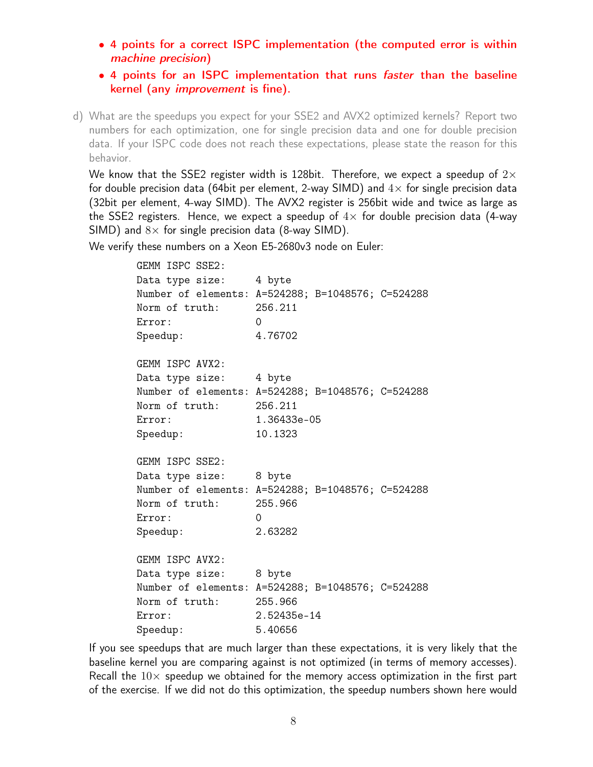- **4 points for a correct ISPC implementation (the computed error is within *machine precision*)**
- **4 points for an ISPC implementation that runs *faster* than the baseline kernel (any *improvement* is fine).**

d) What are the speedups you expect for your SSE2 and AVX2 optimized kernels? Report two numbers for each optimization, one for single precision data and one for double precision data. If your ISPC code does not reach these expectations, please state the reason for this behavior.

We know that the SSE2 register width is 128bit. Therefore, we expect a speedup of $2\times$ for double precision data (64bit per element, 2-way SIMD) and $4\times$ for single precision data (32bit per element, 4-way SIMD). The AVX2 register is 256bit wide and twice as large as the SSE2 registers. Hence, we expect a speedup of $4\times$ for double precision data (4-way SIMD) and $8\times$ for single precision data (8-way SIMD).

We verify these numbers on a Xeon E5-2680v3 node on Euler:

```
GEMM ISPC SSE2:
Data type size:     4 byte
Number of elements: A=524288; B=1048576; C=524288
Norm of truth:      256.211
Error:              0
Speedup:            4.76702

GEMM ISPC AVX2:
Data type size:     4 byte
Number of elements: A=524288; B=1048576; C=524288
Norm of truth:      256.211
Error:              1.36433e-05
Speedup:            10.1323

GEMM ISPC SSE2:
Data type size:     8 byte
Number of elements: A=524288; B=1048576; C=524288
Norm of truth:      255.966
Error:              0
Speedup:            2.63282

GEMM ISPC AVX2:
Data type size:     8 byte
Number of elements: A=524288; B=1048576; C=524288
Norm of truth:      255.966
Error:              2.52435e-14
Speedup:            5.40656
```

If you see speedups that are much larger than these expectations, it is very likely that the baseline kernel you are comparing against is not optimized (in terms of memory accesses). Recall the $10\times$ speedup we obtained for the memory access optimization in the first part of the exercise. If we did not do this optimization, the speedup numbers shown here would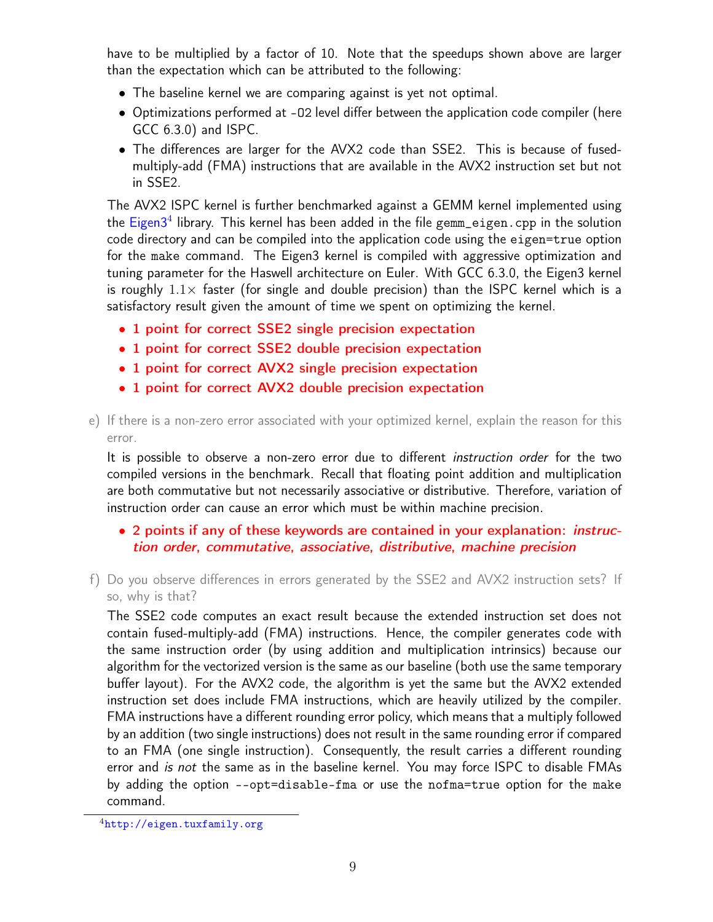have to be multiplied by a factor of 10. Note that the speedups shown above are larger than the expectation which can be attributed to the following:

- The baseline kernel we are comparing against is yet not optimal.
- Optimizations performed at `-O2` level differ between the application code compiler (here GCC 6.3.0) and ISPC.
- The differences are larger for the AVX2 code than SSE2. This is because of fused-multiply-add (FMA) instructions that are available in the AVX2 instruction set but not in SSE2.

The AVX2 ISPC kernel is further benchmarked against a GEMM kernel implemented using the Eigen3[4] library. This kernel has been added in the file `gemm_eigen.cpp` in the solution code directory and can be compiled into the application code using the `eigen=true` option for the `make` command. The Eigen3 kernel is compiled with aggressive optimization and tuning parameter for the Haswell architecture on Euler. With GCC 6.3.0, the Eigen3 kernel is roughly $1.1\times$ faster (for single and double precision) than the ISPC kernel which is a satisfactory result given the amount of time we spent on optimizing the kernel.

- **1 point for correct SSE2 single precision expectation**
- **1 point for correct SSE2 double precision expectation**
- **1 point for correct AVX2 single precision expectation**
- **1 point for correct AVX2 double precision expectation**

e) If there is a non-zero error associated with your optimized kernel, explain the reason for this error.

It is possible to observe a non-zero error due to different *instruction order* for the two compiled versions in the benchmark. Recall that floating point addition and multiplication are both commutative but not necessarily associative or distributive. Therefore, variation of instruction order can cause an error which must be within machine precision.

- **2 points if any of these keywords are contained in your explanation: *instruction order*, *commutative*, *associative*, *distributive*, *machine precision***

f) Do you observe differences in errors generated by the SSE2 and AVX2 instruction sets? If so, why is that?

The SSE2 code computes an exact result because the extended instruction set does not contain fused-multiply-add (FMA) instructions. Hence, the compiler generates code with the same instruction order (by using addition and multiplication intrinsics) because our algorithm for the vectorized version is the same as our baseline (both use the same temporary buffer layout). For the AVX2 code, the algorithm is yet the same but the AVX2 extended instruction set does include FMA instructions, which are heavily utilized by the compiler. FMA instructions have a different rounding error policy, which means that a multiply followed by an addition (two single instructions) does not result in the same rounding error if compared to an FMA (one single instruction). Consequently, the result carries a different rounding error and *is not* the same as in the baseline kernel. You may force ISPC to disable FMAs by adding the option `--opt=disable-fma` or use the `nofma=true` option for the `make` command.

[4] http://eigen.tuxfamily.org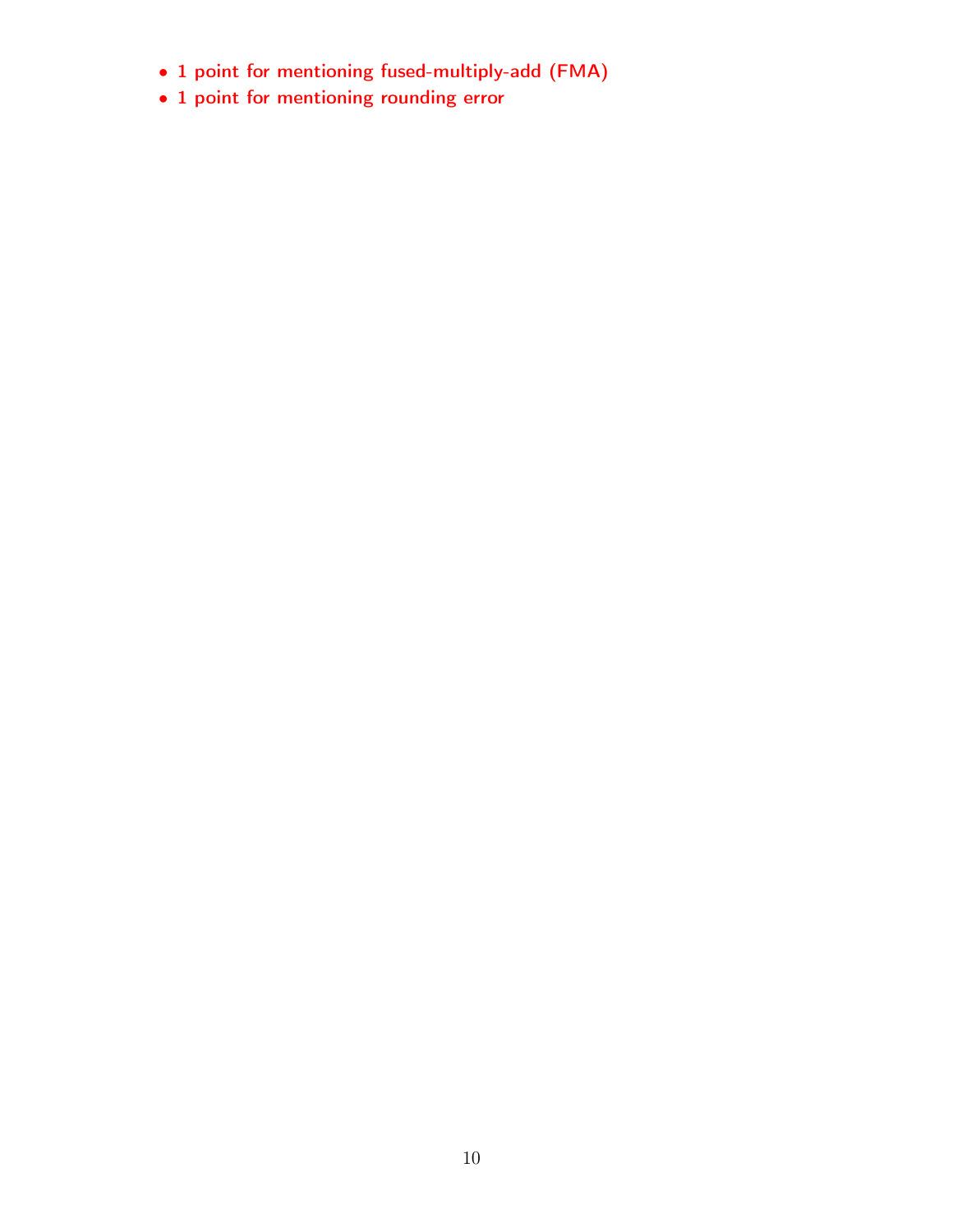- 1 point for mentioning fused-multiply-add (FMA)
- 1 point for mentioning rounding error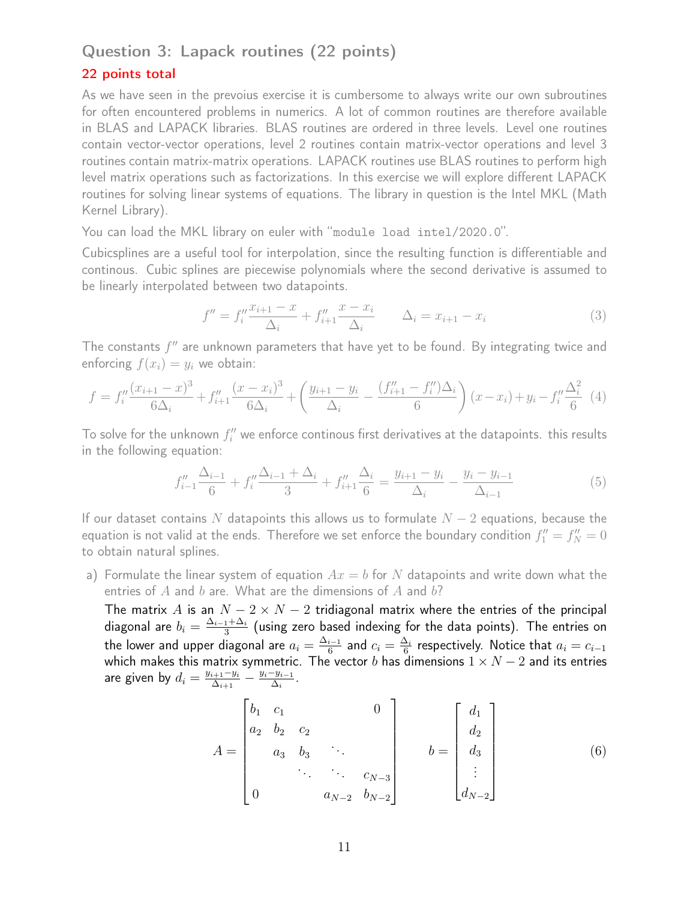## Question 3: Lapack routines (22 points)

**22 points total**

As we have seen in the prevoius exercise it is cumbersome to always write our own subroutines for often encountered problems in numerics. A lot of common routines are therefore available in BLAS and LAPACK libraries. BLAS routines are ordered in three levels. Level one routines contain vector-vector operations, level 2 routines contain matrix-vector operations and level 3 routines contain matrix-matrix operations. LAPACK routines use BLAS routines to perform high level matrix operations such as factorizations. In this exercise we will explore different LAPACK routines for solving linear systems of equations. The library in question is the Intel MKL (Math Kernel Library).

You can load the MKL library on euler with "`module load intel/2020.0`".

Cubicsplines are a useful tool for interpolation, since the resulting function is differentiable and continous. Cubic splines are piecewise polynomials where the second derivative is assumed to be linearly interpolated between two datapoints.

$$f'' = f_i'' \frac{x_{i+1} - x}{\Delta_i} + f_{i+1}'' \frac{x - x_i}{\Delta_i} \qquad \Delta_i = x_{i+1} - x_i \tag{3}$$

The constants $f''$ are unknown parameters that have yet to be found. By integrating twice and enforcing $f(x_i) = y_i$ we obtain:

$$f = f_i'' \frac{(x_{i+1} - x)^3}{6\Delta_i} + f_{i+1}'' \frac{(x - x_i)^3}{6\Delta_i} + \left( \frac{y_{i+1} - y_i}{\Delta_i} - \frac{(f_{i+1}'' - f_i'')\Delta_i}{6} \right)(x - x_i) + y_i - f_i'' \frac{\Delta_i^2}{6} \tag{4}$$

To solve for the unknown $f_i''$ we enforce continous first derivatives at the datapoints. this results in the following equation:

$$f_{i-1}'' \frac{\Delta_{i-1}}{6} + f_i'' \frac{\Delta_{i-1} + \Delta_i}{3} + f_{i+1}'' \frac{\Delta_i}{6} = \frac{y_{i+1} - y_i}{\Delta_i} - \frac{y_i - y_{i-1}}{\Delta_{i-1}} \tag{5}$$

If our dataset contains $N$ datapoints this allows us to formulate $N-2$ equations, because the equation is not valid at the ends. Therefore we set enforce the boundary condition $f_1'' = f_N'' = 0$ to obtain natural splines.

a) Formulate the linear system of equation $Ax = b$ for $N$ datapoints and write down what the entries of $A$ and $b$ are. What are the dimensions of $A$ and $b$?

The matrix $A$ is an $N-2 \times N-2$ tridiagonal matrix where the entries of the principal diagonal are $b_i = \frac{\Delta_{i-1} + \Delta_i}{3}$ (using zero based indexing for the data points). The entries on the lower and upper diagonal are $a_i = \frac{\Delta_{i-1}}{6}$ and $c_i = \frac{\Delta_i}{6}$ respectively. Notice that $a_i = c_{i-1}$ which makes this matrix symmetric. The vector $b$ has dimensions $1 \times N-2$ and its entries are given by $d_i = \frac{y_{i+1} - y_i}{\Delta_{i+1}} - \frac{y_i - y_{i-1}}{\Delta_i}$.

$$A = \begin{bmatrix} b_1 & c_1 & & & 0 \\ a_2 & b_2 & c_2 & & \\ & a_3 & b_3 & \ddots & \\ & & \ddots & \ddots & c_{N-3} \\ 0 & & & a_{N-2} & b_{N-2} \end{bmatrix} \qquad b = \begin{bmatrix} d_1 \\ d_2 \\ d_3 \\ \vdots \\ d_{N-2} \end{bmatrix} \tag{6}$$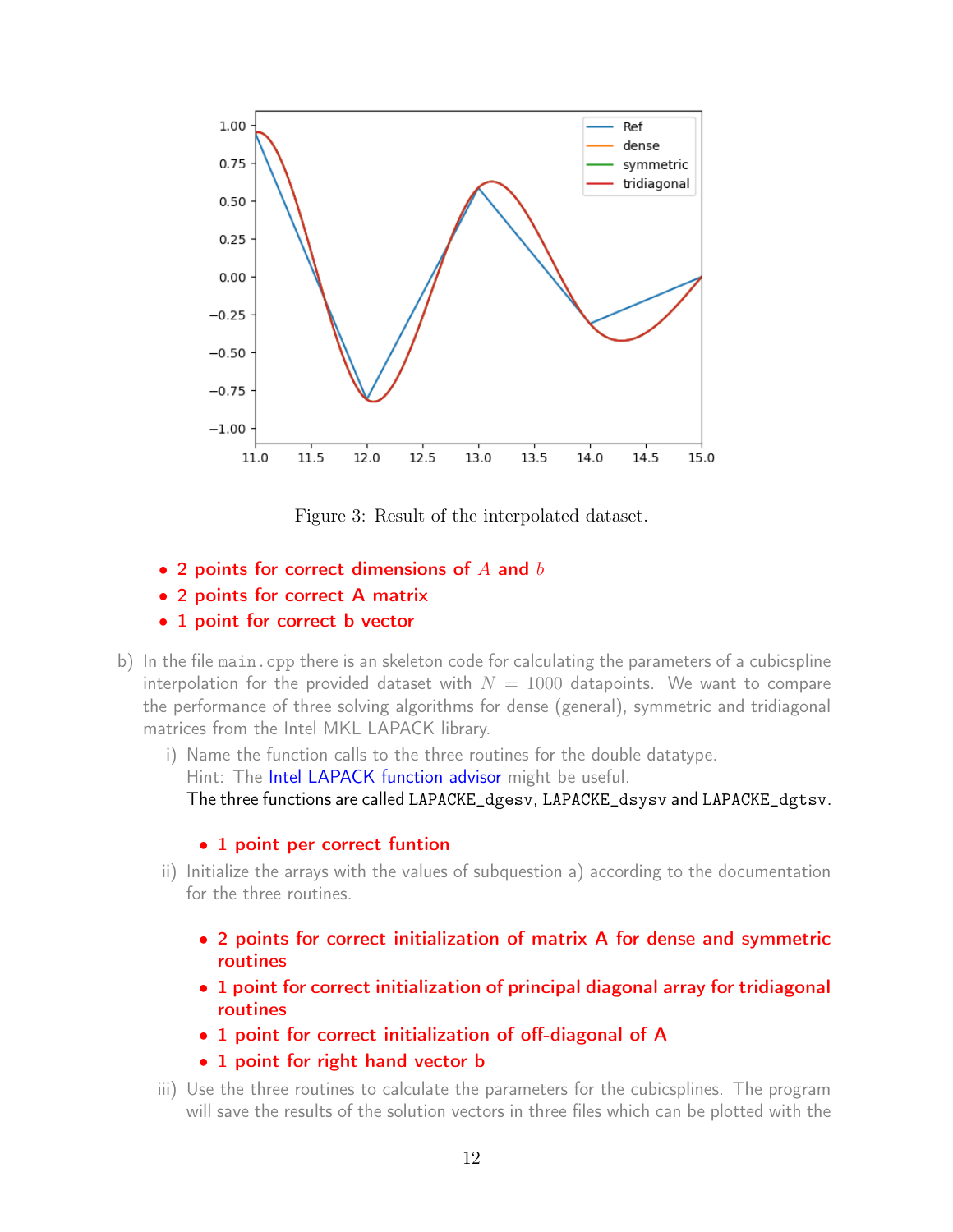Figure 3: Result of the interpolated dataset.

- 2 points for correct dimensions of $A$ and $b$
- 2 points for correct A matrix
- 1 point for correct b vector

b) In the file `main.cpp` there is an skeleton code for calculating the parameters of a cubicspline interpolation for the provided dataset with $N = 1000$ datapoints. We want to compare the performance of three solving algorithms for dense (general), symmetric and tridiagonal matrices from the Intel MKL LAPACK library.

   i) Name the function calls to the three routines for the double datatype.
   Hint: The Intel LAPACK function advisor might be useful.
   The three functions are called `LAPACKE_dgesv`, `LAPACKE_dsysv` and `LAPACKE_dgtsv`.

   - 1 point per correct funtion

   ii) Initialize the arrays with the values of subquestion a) according to the documentation for the three routines.

   - 2 points for correct initialization of matrix A for dense and symmetric routines
   - 1 point for correct initialization of principal diagonal array for tridiagonal routines
   - 1 point for correct initialization of off-diagonal of A
   - 1 point for right hand vector b

   iii) Use the three routines to calculate the parameters for the cubicsplines. The program will save the results of the solution vectors in three files which can be plotted with the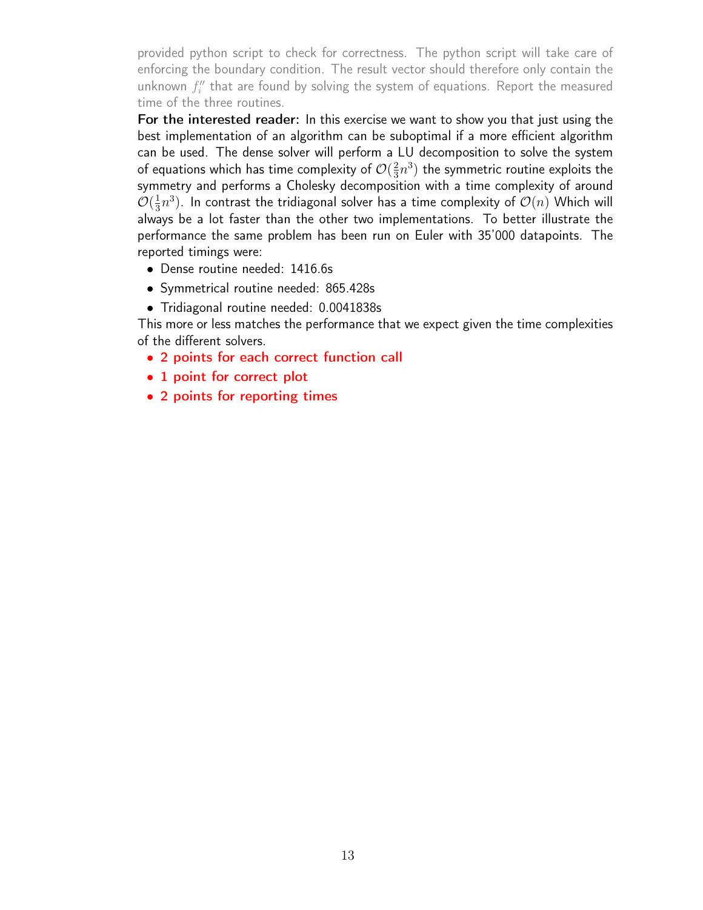provided python script to check for correctness. The python script will take care of enforcing the boundary condition. The result vector should therefore only contain the unknown $f_i''$ that are found by solving the system of equations. Report the measured time of the three routines.

**For the interested reader:** In this exercise we want to show you that just using the best implementation of an algorithm can be suboptimal if a more efficient algorithm can be used. The dense solver will perform a LU decomposition to solve the system of equations which has time complexity of $\mathcal{O}(\frac{2}{3}n^3)$ the symmetric routine exploits the symmetry and performs a Cholesky decomposition with a time complexity of around $\mathcal{O}(\frac{1}{3}n^3)$. In contrast the tridiagonal solver has a time complexity of $\mathcal{O}(n)$ Which will always be a lot faster than the other two implementations. To better illustrate the performance the same problem has been run on Euler with 35'000 datapoints. The reported timings were:

- Dense routine needed: 1416.6s
- Symmetrical routine needed: 865.428s
- Tridiagonal routine needed: 0.0041838s

This more or less matches the performance that we expect given the time complexities of the different solvers.

- **2 points for each correct function call**
- **1 point for correct plot**
- **2 points for reporting times**